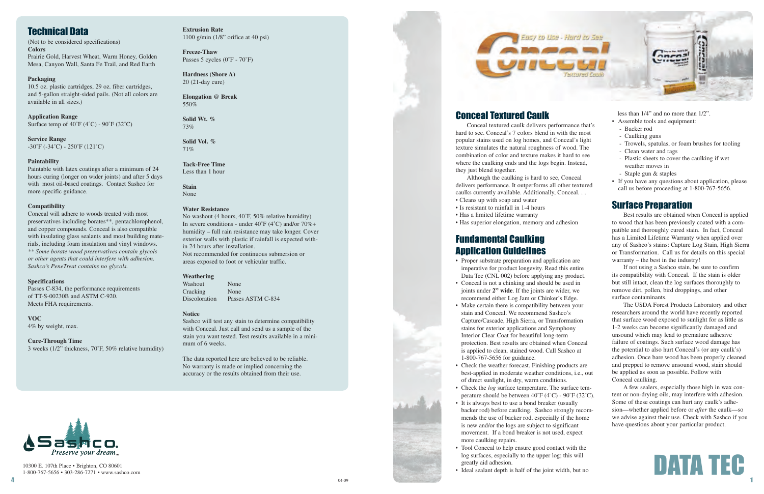## Technical Data

(Not to be considered specifications)

**Colors**
Prairie Gold, Harvest Wheat, Warm Honey, Golden Mesa, Canyon Wall, Santa Fe Trail, and Red Earth

**Packaging**
10.5 oz. plastic cartridges, 29 oz. fiber cartridges, and 5-gallon straight-sided pails. (Not all colors are available in all sizes.)

**Application Range**
Surface temp of 40˚F (4˚C) - 90˚F (32˚C)

**Service Range**
-30˚F (-34˚C) - 250˚F (121˚C)

**Paintability**
Paintable with latex coatings after a minimum of 24 hours curing (longer on wider joints) and after 5 days with most oil-based coatings. Contact Sashco for more specific guidance.

**Compatibility**
Conceal will adhere to woods treated with most preservatives including borates**, pentachlorophenol, and copper compounds. Conceal is also compatible with insulating glass sealants and most building materials, including foam insulation and vinyl windows.
*** Some borate wood preservatives contain glycols or other agents that could interfere with adhesion. Sashco's PeneTreat contains no glycols.*

**Specifications**
Passes C-834, the performance requirements of TT-S-00230B and ASTM C-920.
Meets FHA requirements.

**VOC**
4% by weight, max.

**Cure-Through Time**
3 weeks (1/2" thickness, 70˚F, 50% relative humidity)

**Extrusion Rate**
1100 g/min (1/8" orifice at 40 psi)

**Freeze-Thaw**
Passes 5 cycles (0˚F - 70˚F)

**Hardness (Shore A)**
20 (21-day cure)

**Elongation @ Break**
550%

**Solid Wt. %**
73%

**Solid Vol. %**
71%

**Tack-Free Time**
Less than 1 hour

**Stain**
None

**Water Resistance**
No washout (4 hours, 40˚F, 50% relative humidity)
In severe conditions - under 40˚F (4˚C) and/or 70%+ humidity – full rain resistance may take longer. Cover exterior walls with plastic if rainfall is expected within 24 hours after installation.
Not recommended for continuous submersion or areas exposed to foot or vehicular traffic.

**Weathering**

| | |
|---|---|
| Washout | None |
| Cracking | None |
| Discoloration | Passes ASTM C-834 |

**Notice**
Sashco will test any stain to determine compatibility with Conceal. Just call and send us a sample of the stain you want tested. Test results available in a minimum of 6 weeks.

The data reported here are believed to be reliable. No warranty is made or implied concerning the accuracy or the results obtained from their use.

Sashco. Preserve your dream.™
10300 E. 107th Place • Brighton, CO 80601
1-800-767-5656 • 303-286-7271 • www.sashco.com

04-09

Easy to Use - Hard to See
Conceal
Textured Caulk

## Conceal Textured Caulk

Conceal textured caulk delivers performance that's hard to see. Conceal's 7 colors blend in with the most popular stains used on log homes, and Conceal's light texture simulates the natural roughness of wood. The combination of color and texture makes it hard to see where the caulking ends and the logs begin. Instead, they just blend together.

Although the caulking is hard to see, Conceal delivers performance. It outperforms all other textured caulks currently available. Additionally, Conceal. . .

- Cleans up with soap and water
- Is resistant to rainfall in 1-4 hours
- Has a limited lifetime warranty
- Has superior elongation, memory and adhesion

## Fundamental Caulking Application Guidelines

- Proper substrate preparation and application are imperative for product longevity. Read this entire Data Tec (CNL 002) before applying any product.
- Conceal is not a chinking and should be used in joints under **2" wide**. If the joints are wider, we recommend either Log Jam or Chinker's Edge.
- Make certain there is compatibility between your stain and Conceal. We recommend Sashco's Capture/Cascade, High Sierra, or Transformation stains for exterior applications and Symphony Interior Clear Coat for beautiful long-term protection. Best results are obtained when Conceal is applied to clean, stained wood. Call Sashco at 1-800-767-5656 for guidance.
- Check the weather forecast. Finishing products are best-applied in moderate weather conditions, i.e., out of direct sunlight, in dry, warm conditions.
- Check the *log* surface temperature. The surface temperature should be between 40˚F (4˚C) - 90˚F (32˚C).
- It is always best to use a bond breaker (usually backer rod) before caulking. Sashco strongly recommends the use of backer rod, especially if the home is new and/or the logs are subject to significant movement. If a bond breaker is not used, expect more caulking repairs.
- Tool Conceal to help ensure good contact with the log surfaces, especially to the upper log; this will greatly aid adhesion.
- Ideal sealant depth is half of the joint width, but no less than 1/4" and no more than 1/2".
- Assemble tools and equipment:
  - Backer rod
  - Caulking guns
  - Trowels, spatulas, or foam brushes for tooling
  - Clean water and rags
  - Plastic sheets to cover the caulking if wet weather moves in
  - Staple gun & staples
- If you have any questions about application, please call us before proceeding at 1-800-767-5656.

## Surface Preparation

Best results are obtained when Conceal is applied to wood that has been previously coated with a compatible and thoroughly cured stain. In fact, Conceal has a Limited Lifetime Warranty when applied over any of Sashco's stains: Capture Log Stain, High Sierra or Transformation. Call us for details on this special warranty – the best in the industry!

If not using a Sashco stain, be sure to confirm its compatibility with Conceal. If the stain is older but still intact, clean the log surfaces thoroughly to remove dirt, pollen, bird droppings, and other surface contaminants.

The USDA Forest Products Laboratory and other researchers around the world have recently reported that surface wood exposed to sunlight for as little as 1-2 weeks can become significantly damaged and unsound which may lead to premature adhesive failure of coatings. Such surface wood damage has the potential to also hurt Conceal's (or any caulk's) adhesion. Once bare wood has been properly cleaned and prepped to remove unsound wood, stain should be applied as soon as possible. Follow with Conceal caulking.

A few sealers, especially those high in wax content or non-drying oils, may interfere with adhesion. Some of these coatings can hurt any caulk's adhesion—whether applied before or *after* the caulk—so we advise against their use. Check with Sashco if you have questions about your particular product.

DATA TEC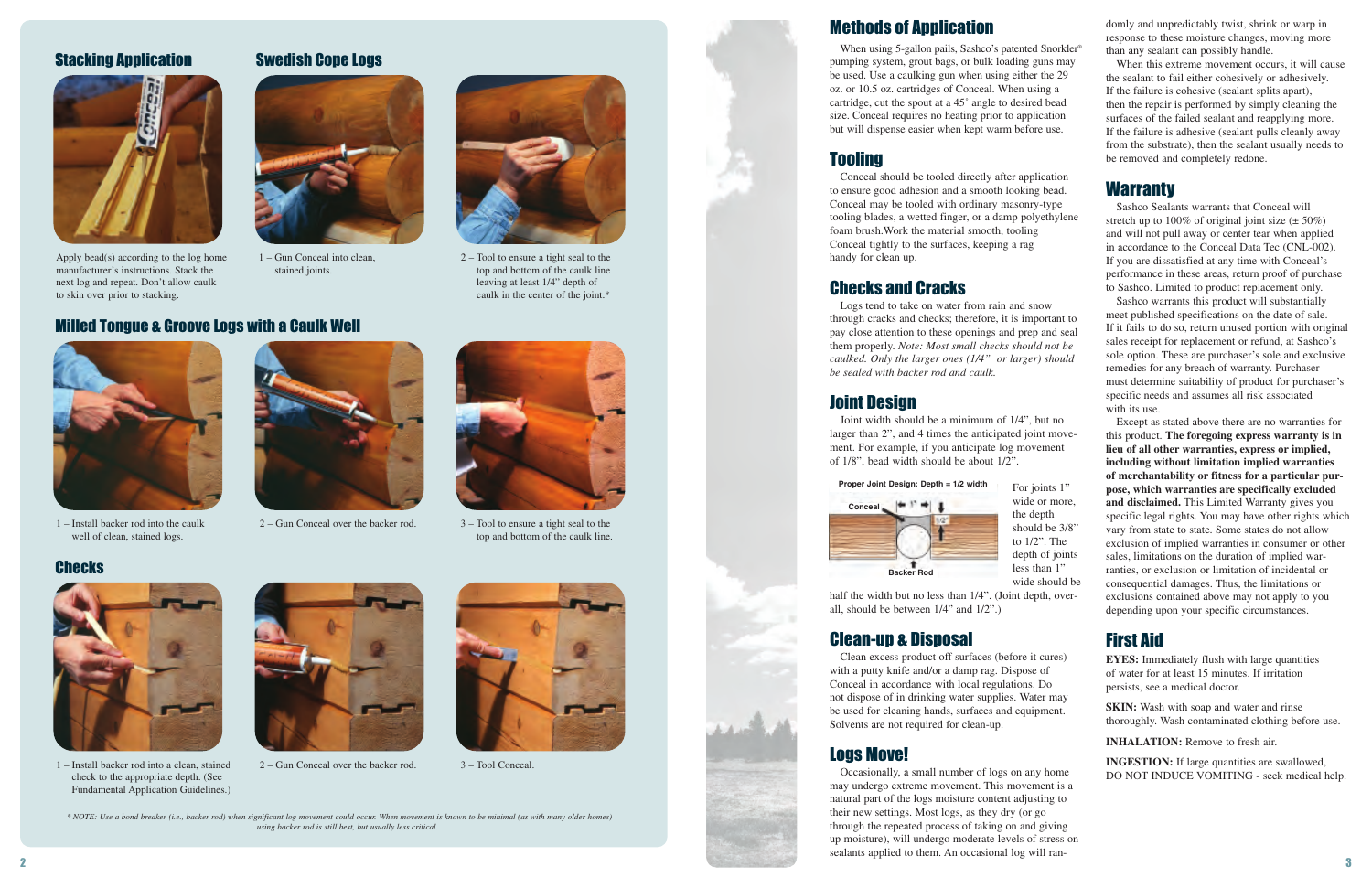## Stacking Application

Apply bead(s) according to the log home manufacturer's instructions. Stack the next log and repeat. Don't allow caulk to skin over prior to stacking.

## Swedish Cope Logs

1 – Gun Conceal into clean, stained joints.

2 – Tool to ensure a tight seal to the top and bottom of the caulk line leaving at least 1/4" depth of caulk in the center of the joint.*

## Milled Tongue & Groove Logs with a Caulk Well

1 – Install backer rod into the caulk well of clean, stained logs.

2 – Gun Conceal over the backer rod.

3 – Tool to ensure a tight seal to the top and bottom of the caulk line.

## Checks

1 – Install backer rod into a clean, stained check to the appropriate depth. (See Fundamental Application Guidelines.)

2 – Gun Conceal over the backer rod.

3 – Tool Conceal.

*\* NOTE: Use a bond breaker (i.e., backer rod) when significant log movement could occur. When movement is known to be minimal (as with many older homes) using backer rod is still best, but usually less critical.*

## Methods of Application

When using 5-gallon pails, Sashco's patented Snorkler® pumping system, grout bags, or bulk loading guns may be used. Use a caulking gun when using either the 29 oz. or 10.5 oz. cartridges of Conceal. When using a cartridge, cut the spout at a 45˚ angle to desired bead size. Conceal requires no heating prior to application but will dispense easier when kept warm before use.

## Tooling

Conceal should be tooled directly after application to ensure good adhesion and a smooth looking bead. Conceal may be tooled with ordinary masonry-type tooling blades, a wetted finger, or a damp polyethylene foam brush. Work the material smooth, tooling Conceal tightly to the surfaces, keeping a rag handy for clean up.

## Checks and Cracks

Logs tend to take on water from rain and snow through cracks and checks; therefore, it is important to pay close attention to these openings and prep and seal them properly. *Note: Most small checks should not be caulked. Only the larger ones (1/4" or larger) should be sealed with backer rod and caulk.*

## Joint Design

Joint width should be a minimum of 1/4", but no larger than 2", and 4 times the anticipated joint movement. For example, if you anticipate log movement of 1/8", bead width should be about 1/2".

**Proper Joint Design: Depth = 1/2 width**

Conceal

1"

1/2"

Backer Rod

For joints 1" wide or more, the depth should be 3/8" to 1/2". The depth of joints less than 1" wide should be half the width but no less than 1/4". (Joint depth, overall, should be between 1/4" and 1/2".)

## Clean-up & Disposal

Clean excess product off surfaces (before it cures) with a putty knife and/or a damp rag. Dispose of Conceal in accordance with local regulations. Do not dispose of in drinking water supplies. Water may be used for cleaning hands, surfaces and equipment. Solvents are not required for clean-up.

## Logs Move!

Occasionally, a small number of logs on any home may undergo extreme movement. This movement is a natural part of the logs moisture content adjusting to their new settings. Most logs, as they dry (or go through the repeated process of taking on and giving up moisture), will undergo moderate levels of stress on sealants applied to them. An occasional log will randomly and unpredictably twist, shrink or warp in response to these moisture changes, moving more than any sealant can possibly handle.

When this extreme movement occurs, it will cause the sealant to fail either cohesively or adhesively. If the failure is cohesive (sealant splits apart), then the repair is performed by simply cleaning the surfaces of the failed sealant and reapplying more. If the failure is adhesive (sealant pulls cleanly away from the substrate), then the sealant usually needs to be removed and completely redone.

## Warranty

Sashco Sealants warrants that Conceal will stretch up to 100% of original joint size (± 50%) and will not pull away or center tear when applied in accordance to the Conceal Data Tec (CNL-002). If you are dissatisfied at any time with Conceal's performance in these areas, return proof of purchase to Sashco. Limited to product replacement only.

Sashco warrants this product will substantially meet published specifications on the date of sale. If it fails to do so, return unused portion with original sales receipt for replacement or refund, at Sashco's sole option. These are purchaser's sole and exclusive remedies for any breach of warranty. Purchaser must determine suitability of product for purchaser's specific needs and assumes all risk associated with its use.

Except as stated above there are no warranties for this product. **The foregoing express warranty is in lieu of all other warranties, express or implied, including without limitation implied warranties of merchantability or fitness for a particular purpose, which warranties are specifically excluded and disclaimed.** This Limited Warranty gives you specific legal rights. You may have other rights which vary from state to state. Some states do not allow exclusion of implied warranties in consumer or other sales, limitations on the duration of implied warranties, or exclusion or limitation of incidental or consequential damages. Thus, the limitations or exclusions contained above may not apply to you depending upon your specific circumstances.

## First Aid

**EYES:** Immediately flush with large quantities of water for at least 15 minutes. If irritation persists, see a medical doctor.

**SKIN:** Wash with soap and water and rinse thoroughly. Wash contaminated clothing before use.

**INHALATION:** Remove to fresh air.

**INGESTION:** If large quantities are swallowed, DO NOT INDUCE VOMITING - seek medical help.